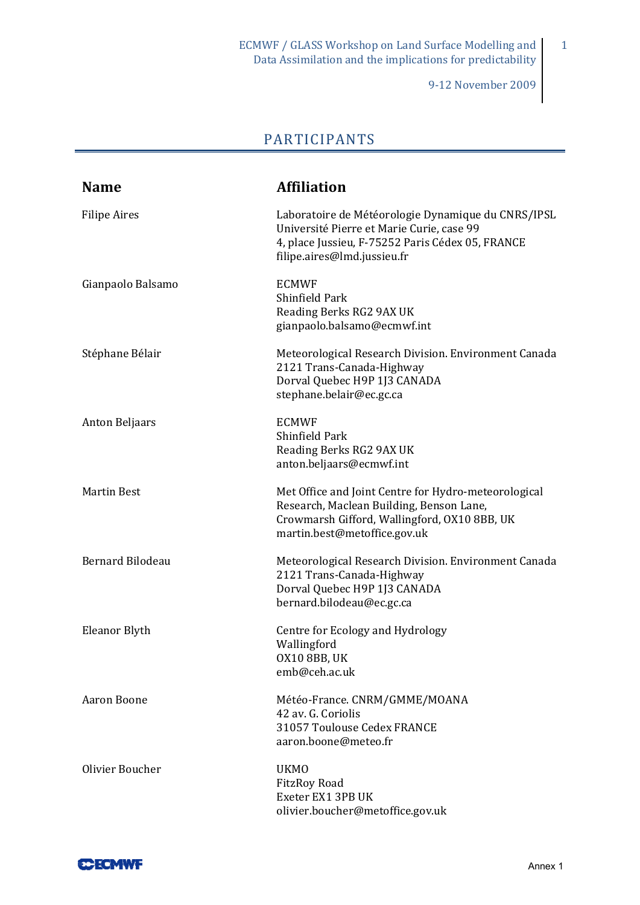# PARTICIPANTS

| Name | Affiliation |
|---|---|
| Filipe Aires | Laboratoire de Météorologie Dynamique du CNRS/IPSL<br>Université Pierre et Marie Curie, case 99<br>4, place Jussieu, F-75252 Paris Cédex 05, FRANCE<br>filipe.aires@lmd.jussieu.fr |
| Gianpaolo Balsamo | ECMWF<br>Shinfield Park<br>Reading Berks RG2 9AX UK<br>gianpaolo.balsamo@ecmwf.int |
| Stéphane Bélair | Meteorological Research Division. Environment Canada<br>2121 Trans-Canada-Highway<br>Dorval Quebec H9P 1J3 CANADA<br>stephane.belair@ec.gc.ca |
| Anton Beljaars | ECMWF<br>Shinfield Park<br>Reading Berks RG2 9AX UK<br>anton.beljaars@ecmwf.int |
| Martin Best | Met Office and Joint Centre for Hydro-meteorological Research, Maclean Building, Benson Lane,<br>Crowmarsh Gifford, Wallingford, OX10 8BB, UK<br>martin.best@metoffice.gov.uk |
| Bernard Bilodeau | Meteorological Research Division. Environment Canada<br>2121 Trans-Canada-Highway<br>Dorval Quebec H9P 1J3 CANADA<br>bernard.bilodeau@ec.gc.ca |
| Eleanor Blyth | Centre for Ecology and Hydrology<br>Wallingford<br>OX10 8BB, UK<br>emb@ceh.ac.uk |
| Aaron Boone | Météo-France. CNRM/GMME/MOANA<br>42 av. G. Coriolis<br>31057 Toulouse Cedex FRANCE<br>aaron.boone@meteo.fr |
| Olivier Boucher | UKMO<br>FitzRoy Road<br>Exeter EX1 3PB UK<br>olivier.boucher@metoffice.gov.uk |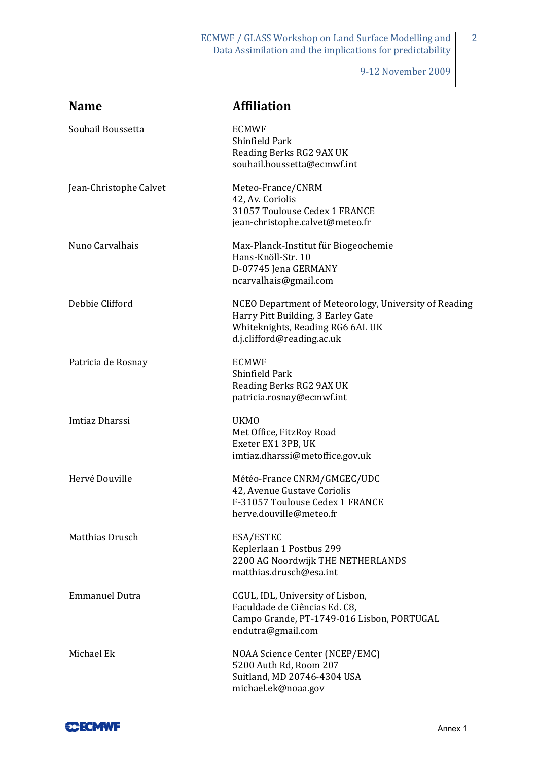| Name | Affiliation |
| --- | --- |
| Souhail Boussetta | ECMWF<br>Shinfield Park<br>Reading Berks RG2 9AX UK<br>souhail.boussetta@ecmwf.int |
| Jean-Christophe Calvet | Meteo-France/CNRM<br>42, Av. Coriolis<br>31057 Toulouse Cedex 1 FRANCE<br>jean-christophe.calvet@meteo.fr |
| Nuno Carvalhais | Max-Planck-Institut für Biogeochemie<br>Hans-Knöll-Str. 10<br>D-07745 Jena GERMANY<br>ncarvalhais@gmail.com |
| Debbie Clifford | NCEO Department of Meteorology, University of Reading<br>Harry Pitt Building, 3 Earley Gate<br>Whiteknights, Reading RG6 6AL UK<br>d.j.clifford@reading.ac.uk |
| Patricia de Rosnay | ECMWF<br>Shinfield Park<br>Reading Berks RG2 9AX UK<br>patricia.rosnay@ecmwf.int |
| Imtiaz Dharssi | UKMO<br>Met Office, FitzRoy Road<br>Exeter EX1 3PB, UK<br>imtiaz.dharssi@metoffice.gov.uk |
| Hervé Douville | Météo-France CNRM/GMGEC/UDC<br>42, Avenue Gustave Coriolis<br>F-31057 Toulouse Cedex 1 FRANCE<br>herve.douville@meteo.fr |
| Matthias Drusch | ESA/ESTEC<br>Keplerlaan 1 Postbus 299<br>2200 AG Noordwijk THE NETHERLANDS<br>matthias.drusch@esa.int |
| Emmanuel Dutra | CGUL, IDL, University of Lisbon,<br>Faculdade de Ciências Ed. C8,<br>Campo Grande, PT-1749-016 Lisbon, PORTUGAL<br>endutra@gmail.com |
| Michael Ek | NOAA Science Center (NCEP/EMC)<br>5200 Auth Rd, Room 207<br>Suitland, MD 20746-4304 USA<br>michael.ek@noaa.gov |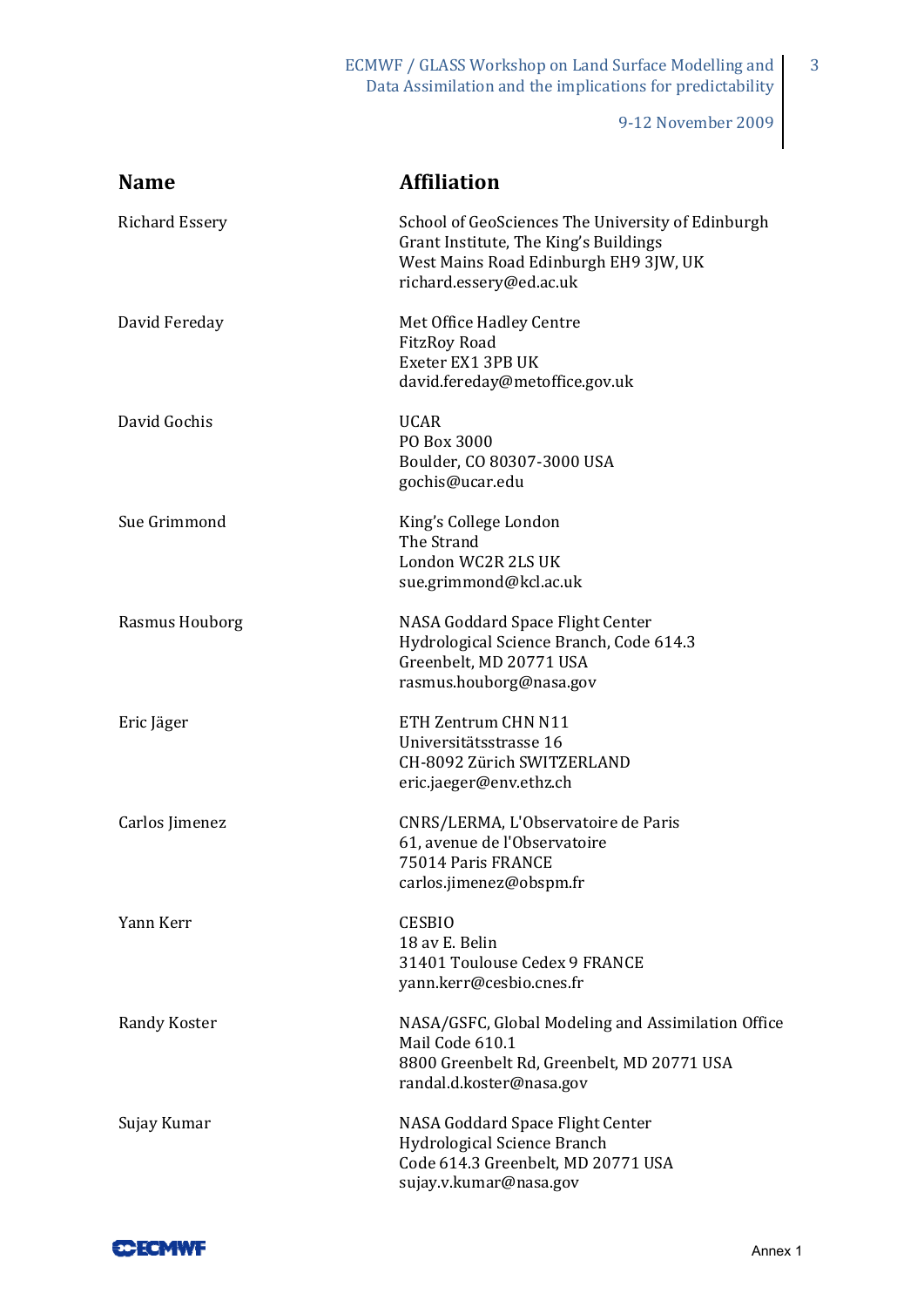| Name | Affiliation |
| --- | --- |
| Richard Essery | School of GeoSciences The University of Edinburgh<br>Grant Institute, The King's Buildings<br>West Mains Road Edinburgh EH9 3JW, UK<br>richard.essery@ed.ac.uk |
| David Fereday | Met Office Hadley Centre<br>FitzRoy Road<br>Exeter EX1 3PB UK<br>david.fereday@metoffice.gov.uk |
| David Gochis | UCAR<br>PO Box 3000<br>Boulder, CO 80307-3000 USA<br>gochis@ucar.edu |
| Sue Grimmond | King's College London<br>The Strand<br>London WC2R 2LS UK<br>sue.grimmond@kcl.ac.uk |
| Rasmus Houborg | NASA Goddard Space Flight Center<br>Hydrological Science Branch, Code 614.3<br>Greenbelt, MD 20771 USA<br>rasmus.houborg@nasa.gov |
| Eric Jäger | ETH Zentrum CHN N11<br>Universitätsstrasse 16<br>CH-8092 Zürich SWITZERLAND<br>eric.jaeger@env.ethz.ch |
| Carlos Jimenez | CNRS/LERMA, L'Observatoire de Paris<br>61, avenue de l'Observatoire<br>75014 Paris FRANCE<br>carlos.jimenez@obspm.fr |
| Yann Kerr | CESBIO<br>18 av E. Belin<br>31401 Toulouse Cedex 9 FRANCE<br>yann.kerr@cesbio.cnes.fr |
| Randy Koster | NASA/GSFC, Global Modeling and Assimilation Office<br>Mail Code 610.1<br>8800 Greenbelt Rd, Greenbelt, MD 20771 USA<br>randal.d.koster@nasa.gov |
| Sujay Kumar | NASA Goddard Space Flight Center<br>Hydrological Science Branch<br>Code 614.3 Greenbelt, MD 20771 USA<br>sujay.v.kumar@nasa.gov |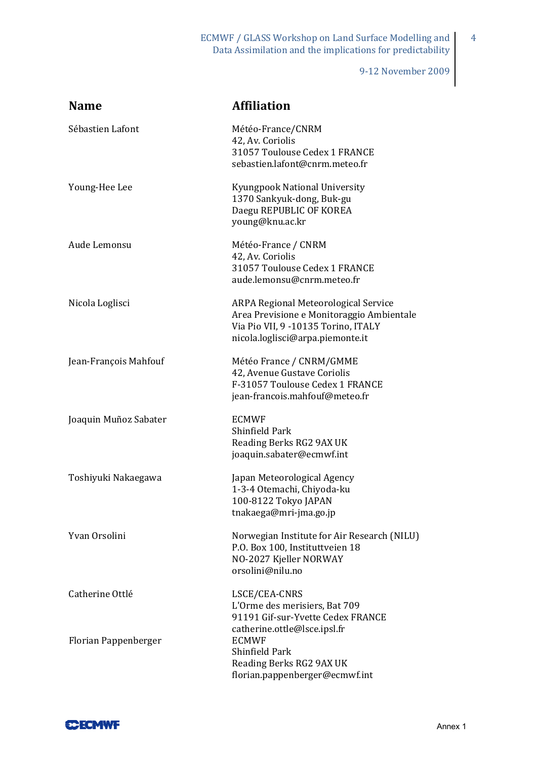| Name | Affiliation |
| --- | --- |
| Sébastien Lafont | Météo-France/CNRM<br>42, Av. Coriolis<br>31057 Toulouse Cedex 1 FRANCE<br>sebastien.lafont@cnrm.meteo.fr |
| Young-Hee Lee | Kyungpook National University<br>1370 Sankyuk-dong, Buk-gu<br>Daegu REPUBLIC OF KOREA<br>young@knu.ac.kr |
| Aude Lemonsu | Météo-France / CNRM<br>42, Av. Coriolis<br>31057 Toulouse Cedex 1 FRANCE<br>aude.lemonsu@cnrm.meteo.fr |
| Nicola Loglisci | ARPA Regional Meteorological Service<br>Area Previsione e Monitoraggio Ambientale<br>Via Pio VII, 9 -10135 Torino, ITALY<br>nicola.loglisci@arpa.piemonte.it |
| Jean-François Mahfouf | Météo France / CNRM/GMME<br>42, Avenue Gustave Coriolis<br>F-31057 Toulouse Cedex 1 FRANCE<br>jean-francois.mahfouf@meteo.fr |
| Joaquin Muñoz Sabater | ECMWF<br>Shinfield Park<br>Reading Berks RG2 9AX UK<br>joaquin.sabater@ecmwf.int |
| Toshiyuki Nakaegawa | Japan Meteorological Agency<br>1-3-4 Otemachi, Chiyoda-ku<br>100-8122 Tokyo JAPAN<br>tnakaega@mri-jma.go.jp |
| Yvan Orsolini | Norwegian Institute for Air Research (NILU)<br>P.O. Box 100, Instituttveien 18<br>NO-2027 Kjeller NORWAY<br>orsolini@nilu.no |
| Catherine Ottlé | LSCE/CEA-CNRS<br>L'Orme des merisiers, Bat 709<br>91191 Gif-sur-Yvette Cedex FRANCE<br>catherine.ottle@lsce.ipsl.fr |
| Florian Pappenberger | ECMWF<br>Shinfield Park<br>Reading Berks RG2 9AX UK<br>florian.pappenberger@ecmwf.int |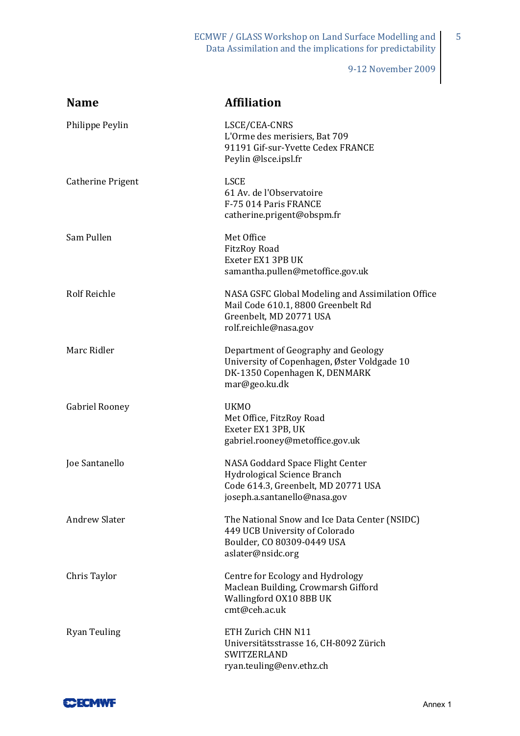| Name | Affiliation |
| --- | --- |
| Philippe Peylin | LSCE/CEA-CNRS<br>L'Orme des merisiers, Bat 709<br>91191 Gif-sur-Yvette Cedex FRANCE<br>Peylin @lsce.ipsl.fr |
| Catherine Prigent | LSCE<br>61 Av. de l'Observatoire<br>F-75 014 Paris FRANCE<br>catherine.prigent@obspm.fr |
| Sam Pullen | Met Office<br>FitzRoy Road<br>Exeter EX1 3PB UK<br>samantha.pullen@metoffice.gov.uk |
| Rolf Reichle | NASA GSFC Global Modeling and Assimilation Office<br>Mail Code 610.1, 8800 Greenbelt Rd<br>Greenbelt, MD 20771 USA<br>rolf.reichle@nasa.gov |
| Marc Ridler | Department of Geography and Geology<br>University of Copenhagen, Øster Voldgade 10<br>DK-1350 Copenhagen K, DENMARK<br>mar@geo.ku.dk |
| Gabriel Rooney | UKMO<br>Met Office, FitzRoy Road<br>Exeter EX1 3PB, UK<br>gabriel.rooney@metoffice.gov.uk |
| Joe Santanello | NASA Goddard Space Flight Center<br>Hydrological Science Branch<br>Code 614.3, Greenbelt, MD 20771 USA<br>joseph.a.santanello@nasa.gov |
| Andrew Slater | The National Snow and Ice Data Center (NSIDC)<br>449 UCB University of Colorado<br>Boulder, CO 80309-0449 USA<br>aslater@nsidc.org |
| Chris Taylor | Centre for Ecology and Hydrology<br>Maclean Building, Crowmarsh Gifford<br>Wallingford OX10 8BB UK<br>cmt@ceh.ac.uk |
| Ryan Teuling | ETH Zurich CHN N11<br>Universitätsstrasse 16, CH-8092 Zürich<br>SWITZERLAND<br>ryan.teuling@env.ethz.ch |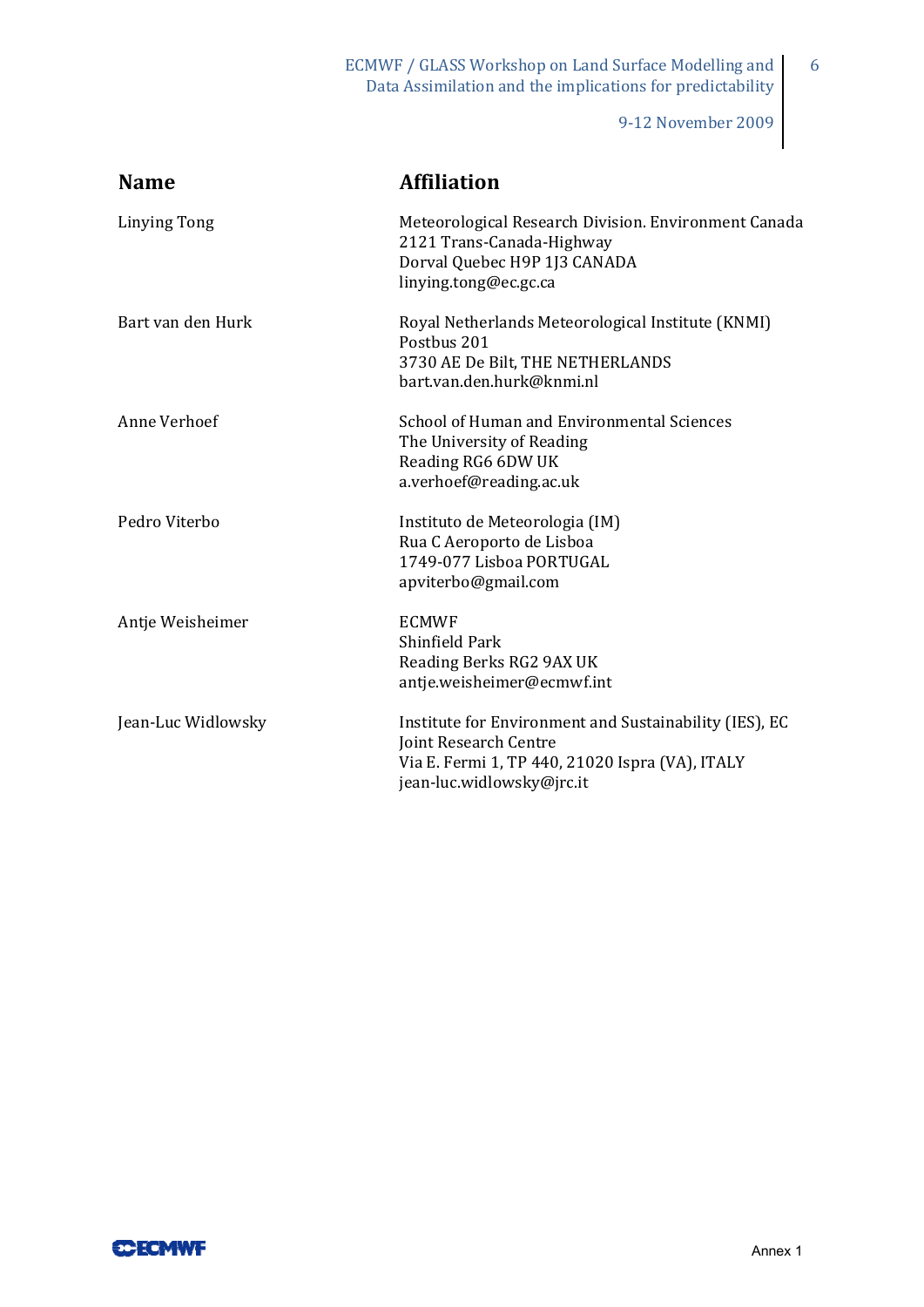| Name | Affiliation |
|---|---|
| Linying Tong | Meteorological Research Division. Environment Canada<br>2121 Trans-Canada-Highway<br>Dorval Quebec H9P 1J3 CANADA<br>linying.tong@ec.gc.ca |
| Bart van den Hurk | Royal Netherlands Meteorological Institute (KNMI)<br>Postbus 201<br>3730 AE De Bilt, THE NETHERLANDS<br>bart.van.den.hurk@knmi.nl |
| Anne Verhoef | School of Human and Environmental Sciences<br>The University of Reading<br>Reading RG6 6DW UK<br>a.verhoef@reading.ac.uk |
| Pedro Viterbo | Instituto de Meteorologia (IM)<br>Rua C Aeroporto de Lisboa<br>1749-077 Lisboa PORTUGAL<br>apviterbo@gmail.com |
| Antje Weisheimer | ECMWF<br>Shinfield Park<br>Reading Berks RG2 9AX UK<br>antje.weisheimer@ecmwf.int |
| Jean-Luc Widlowsky | Institute for Environment and Sustainability (IES), EC Joint Research Centre<br>Via E. Fermi 1, TP 440, 21020 Ispra (VA), ITALY<br>jean-luc.widlowsky@jrc.it |